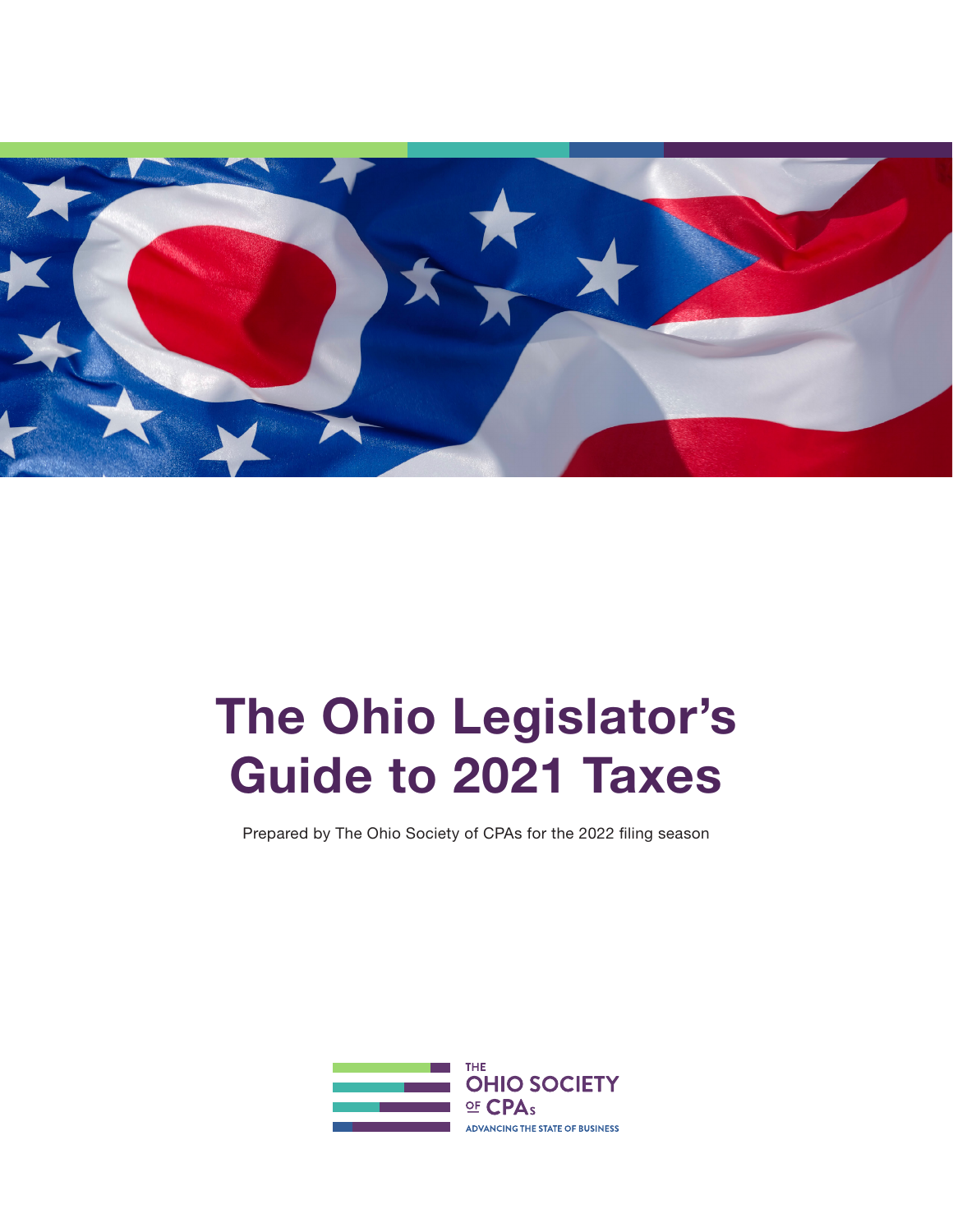# The Ohio Legislator's Guide to 2021 Taxes

Prepared by The Ohio Society of CPAs for the 2022 filing season

THE OHIO SOCIETY OF CPAs

ADVANCING THE STATE OF BUSINESS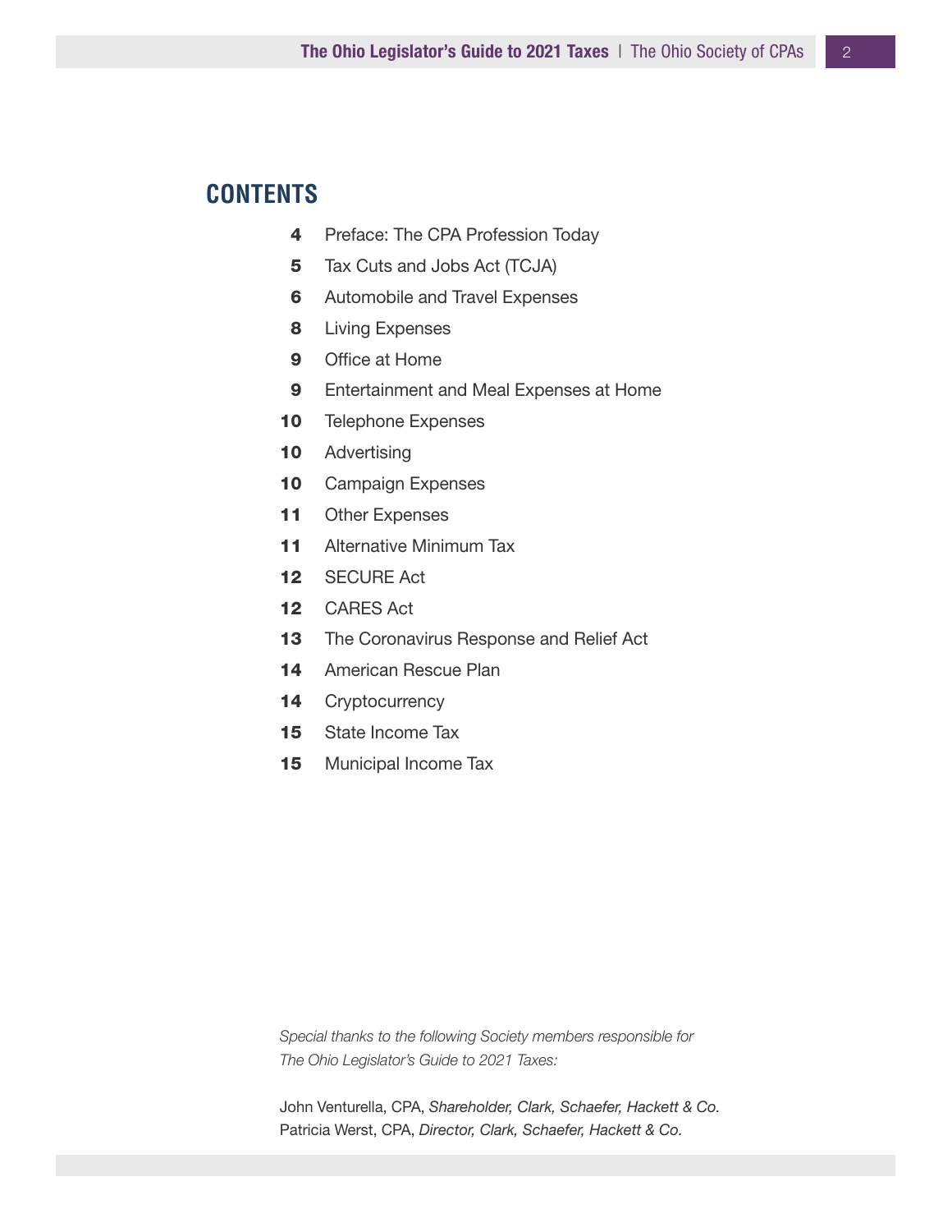## CONTENTS

| | |
|---|---|
| **4** | Preface: The CPA Profession Today |
| **5** | Tax Cuts and Jobs Act (TCJA) |
| **6** | Automobile and Travel Expenses |
| **8** | Living Expenses |
| **9** | Office at Home |
| **9** | Entertainment and Meal Expenses at Home |
| **10** | Telephone Expenses |
| **10** | Advertising |
| **10** | Campaign Expenses |
| **11** | Other Expenses |
| **11** | Alternative Minimum Tax |
| **12** | SECURE Act |
| **12** | CARES Act |
| **13** | The Coronavirus Response and Relief Act |
| **14** | American Rescue Plan |
| **14** | Cryptocurrency |
| **15** | State Income Tax |
| **15** | Municipal Income Tax |

*Special thanks to the following Society members responsible for The Ohio Legislator's Guide to 2021 Taxes:*

John Venturella, CPA, *Shareholder, Clark, Schaefer, Hackett & Co.*
Patricia Werst, CPA, *Director, Clark, Schaefer, Hackett & Co.*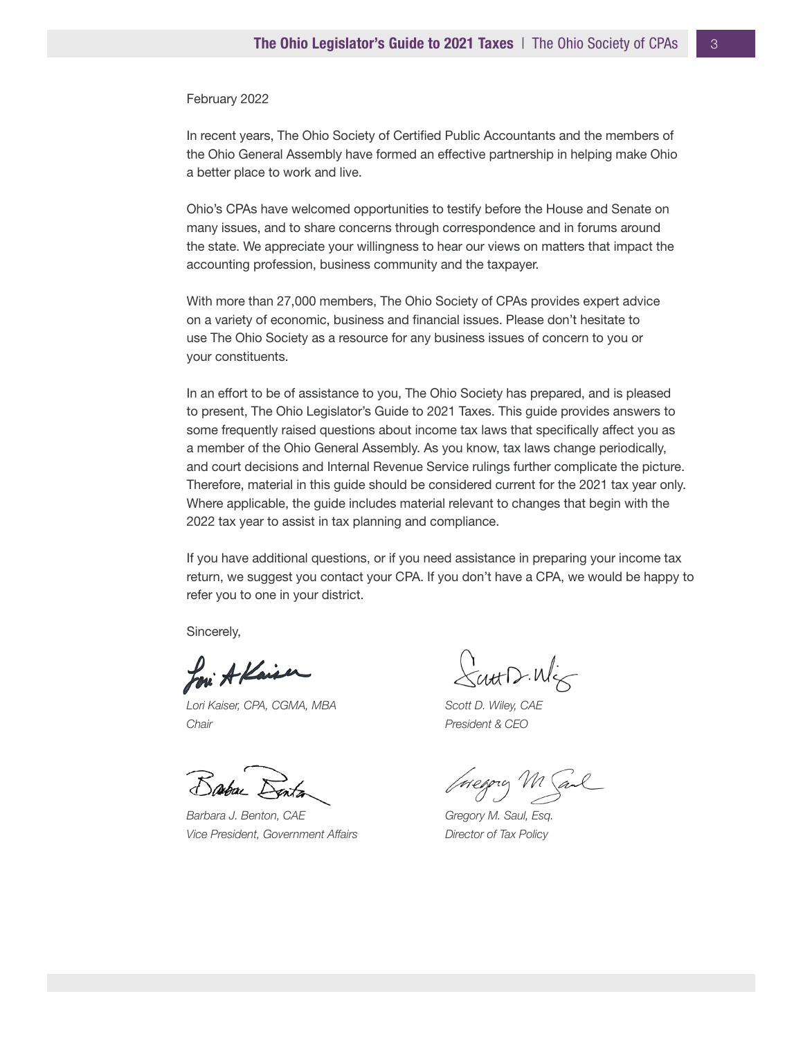February 2022

In recent years, The Ohio Society of Certified Public Accountants and the members of the Ohio General Assembly have formed an effective partnership in helping make Ohio a better place to work and live.

Ohio's CPAs have welcomed opportunities to testify before the House and Senate on many issues, and to share concerns through correspondence and in forums around the state. We appreciate your willingness to hear our views on matters that impact the accounting profession, business community and the taxpayer.

With more than 27,000 members, The Ohio Society of CPAs provides expert advice on a variety of economic, business and financial issues. Please don't hesitate to use The Ohio Society as a resource for any business issues of concern to you or your constituents.

In an effort to be of assistance to you, The Ohio Society has prepared, and is pleased to present, The Ohio Legislator's Guide to 2021 Taxes. This guide provides answers to some frequently raised questions about income tax laws that specifically affect you as a member of the Ohio General Assembly. As you know, tax laws change periodically, and court decisions and Internal Revenue Service rulings further complicate the picture. Therefore, material in this guide should be considered current for the 2021 tax year only. Where applicable, the guide includes material relevant to changes that begin with the 2022 tax year to assist in tax planning and compliance.

If you have additional questions, or if you need assistance in preparing your income tax return, we suggest you contact your CPA. If you don't have a CPA, we would be happy to refer you to one in your district.

Sincerely,

*Lori Kaiser, CPA, CGMA, MBA*
*Chair*

*Scott D. Wiley, CAE*
*President & CEO*

*Barbara J. Benton, CAE*
*Vice President, Government Affairs*

*Gregory M. Saul, Esq.*
*Director of Tax Policy*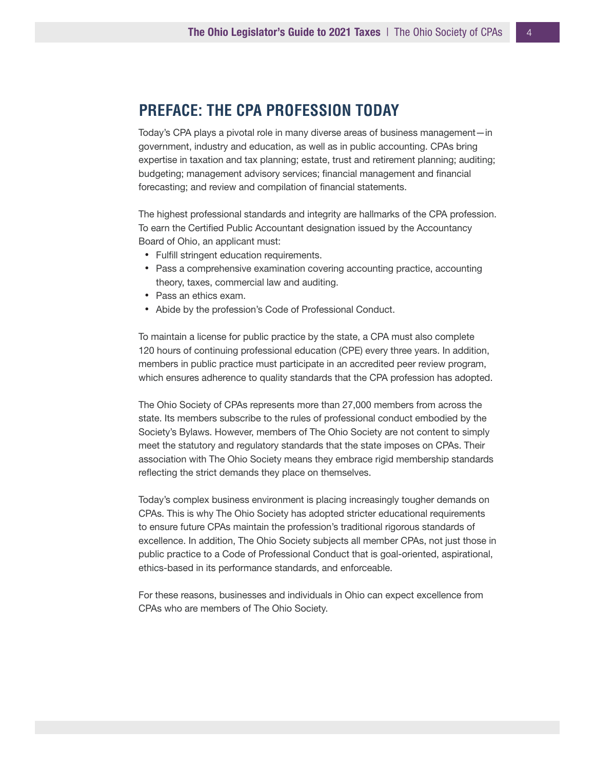## PREFACE: THE CPA PROFESSION TODAY

Today's CPA plays a pivotal role in many diverse areas of business management—in government, industry and education, as well as in public accounting. CPAs bring expertise in taxation and tax planning; estate, trust and retirement planning; auditing; budgeting; management advisory services; financial management and financial forecasting; and review and compilation of financial statements.

The highest professional standards and integrity are hallmarks of the CPA profession. To earn the Certified Public Accountant designation issued by the Accountancy Board of Ohio, an applicant must:

- Fulfill stringent education requirements.
- Pass a comprehensive examination covering accounting practice, accounting theory, taxes, commercial law and auditing.
- Pass an ethics exam.
- Abide by the profession's Code of Professional Conduct.

To maintain a license for public practice by the state, a CPA must also complete 120 hours of continuing professional education (CPE) every three years. In addition, members in public practice must participate in an accredited peer review program, which ensures adherence to quality standards that the CPA profession has adopted.

The Ohio Society of CPAs represents more than 27,000 members from across the state. Its members subscribe to the rules of professional conduct embodied by the Society's Bylaws. However, members of The Ohio Society are not content to simply meet the statutory and regulatory standards that the state imposes on CPAs. Their association with The Ohio Society means they embrace rigid membership standards reflecting the strict demands they place on themselves.

Today's complex business environment is placing increasingly tougher demands on CPAs. This is why The Ohio Society has adopted stricter educational requirements to ensure future CPAs maintain the profession's traditional rigorous standards of excellence. In addition, The Ohio Society subjects all member CPAs, not just those in public practice to a Code of Professional Conduct that is goal-oriented, aspirational, ethics-based in its performance standards, and enforceable.

For these reasons, businesses and individuals in Ohio can expect excellence from CPAs who are members of The Ohio Society.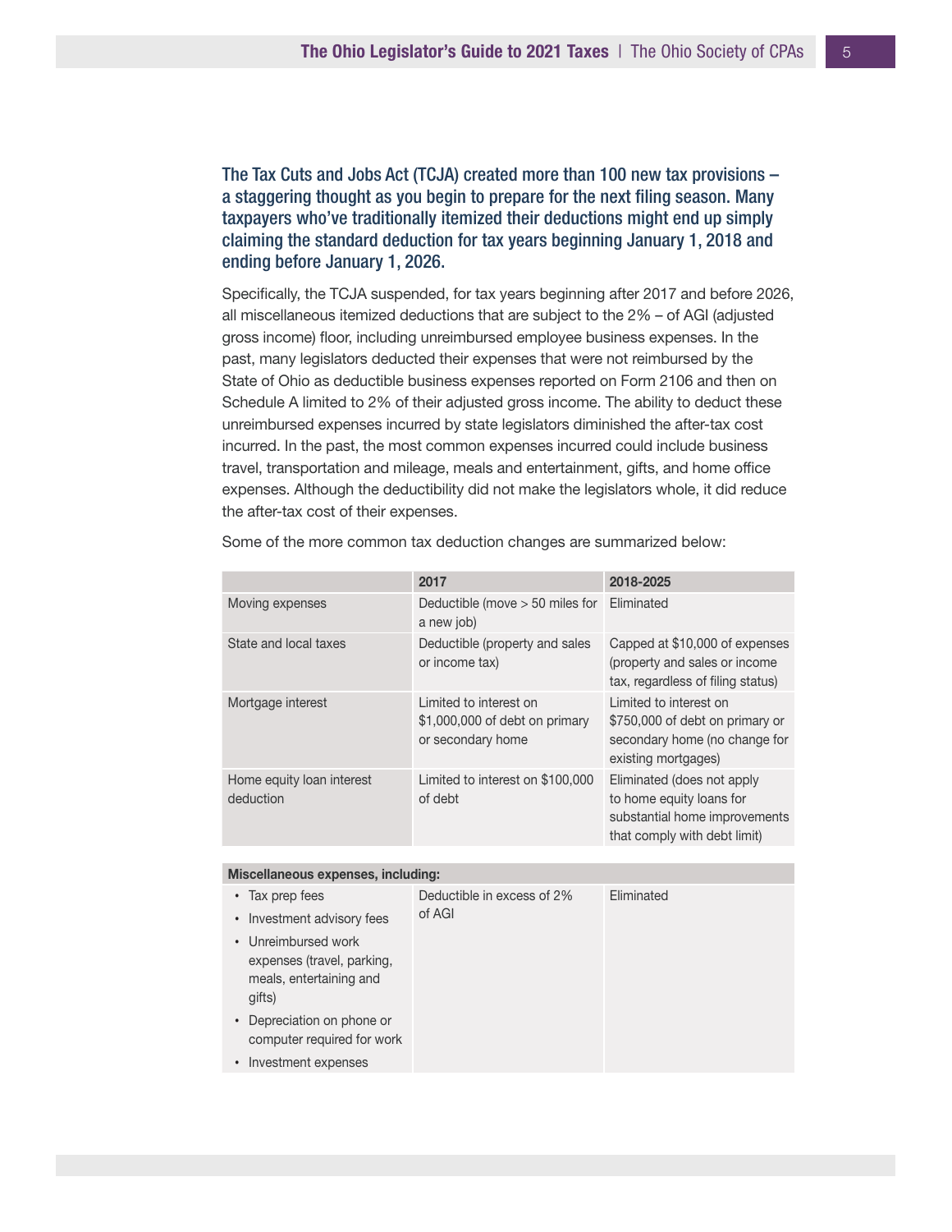**The Tax Cuts and Jobs Act (TCJA) created more than 100 new tax provisions – a staggering thought as you begin to prepare for the next filing season. Many taxpayers who've traditionally itemized their deductions might end up simply claiming the standard deduction for tax years beginning January 1, 2018 and ending before January 1, 2026.**

Specifically, the TCJA suspended, for tax years beginning after 2017 and before 2026, all miscellaneous itemized deductions that are subject to the 2% – of AGI (adjusted gross income) floor, including unreimbursed employee business expenses. In the past, many legislators deducted their expenses that were not reimbursed by the State of Ohio as deductible business expenses reported on Form 2106 and then on Schedule A limited to 2% of their adjusted gross income. The ability to deduct these unreimbursed expenses incurred by state legislators diminished the after-tax cost incurred. In the past, the most common expenses incurred could include business travel, transportation and mileage, meals and entertainment, gifts, and home office expenses. Although the deductibility did not make the legislators whole, it did reduce the after-tax cost of their expenses.

Some of the more common tax deduction changes are summarized below:

| | 2017 | 2018-2025 |
|---|---|---|
| Moving expenses | Deductible (move > 50 miles for a new job) | Eliminated |
| State and local taxes | Deductible (property and sales or income tax) | Capped at $10,000 of expenses (property and sales or income tax, regardless of filing status) |
| Mortgage interest | Limited to interest on $1,000,000 of debt on primary or secondary home | Limited to interest on $750,000 of debt on primary or secondary home (no change for existing mortgages) |
| Home equity loan interest deduction | Limited to interest on $100,000 of debt | Eliminated (does not apply to home equity loans for substantial home improvements that comply with debt limit) |
| **Miscellaneous expenses, including:** | | |
| • Tax prep fees<br>• Investment advisory fees<br>• Unreimbursed work expenses (travel, parking, meals, entertaining and gifts)<br>• Depreciation on phone or computer required for work<br>• Investment expenses | Deductible in excess of 2% of AGI | Eliminated |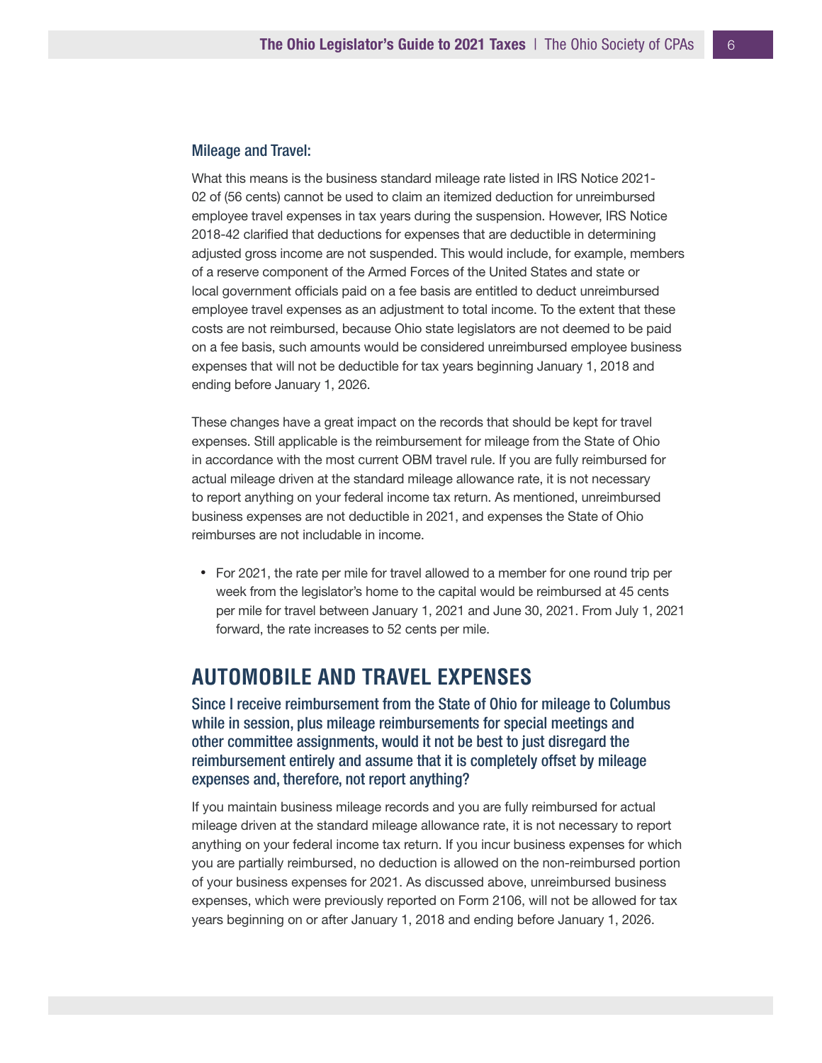### Mileage and Travel:

What this means is the business standard mileage rate listed in IRS Notice 2021-02 of (56 cents) cannot be used to claim an itemized deduction for unreimbursed employee travel expenses in tax years during the suspension. However, IRS Notice 2018-42 clarified that deductions for expenses that are deductible in determining adjusted gross income are not suspended. This would include, for example, members of a reserve component of the Armed Forces of the United States and state or local government officials paid on a fee basis are entitled to deduct unreimbursed employee travel expenses as an adjustment to total income. To the extent that these costs are not reimbursed, because Ohio state legislators are not deemed to be paid on a fee basis, such amounts would be considered unreimbursed employee business expenses that will not be deductible for tax years beginning January 1, 2018 and ending before January 1, 2026.

These changes have a great impact on the records that should be kept for travel expenses. Still applicable is the reimbursement for mileage from the State of Ohio in accordance with the most current OBM travel rule. If you are fully reimbursed for actual mileage driven at the standard mileage allowance rate, it is not necessary to report anything on your federal income tax return. As mentioned, unreimbursed business expenses are not deductible in 2021, and expenses the State of Ohio reimburses are not includable in income.

- For 2021, the rate per mile for travel allowed to a member for one round trip per week from the legislator's home to the capital would be reimbursed at 45 cents per mile for travel between January 1, 2021 and June 30, 2021. From July 1, 2021 forward, the rate increases to 52 cents per mile.

## AUTOMOBILE AND TRAVEL EXPENSES

### Since I receive reimbursement from the State of Ohio for mileage to Columbus while in session, plus mileage reimbursements for special meetings and other committee assignments, would it not be best to just disregard the reimbursement entirely and assume that it is completely offset by mileage expenses and, therefore, not report anything?

If you maintain business mileage records and you are fully reimbursed for actual mileage driven at the standard mileage allowance rate, it is not necessary to report anything on your federal income tax return. If you incur business expenses for which you are partially reimbursed, no deduction is allowed on the non-reimbursed portion of your business expenses for 2021. As discussed above, unreimbursed business expenses, which were previously reported on Form 2106, will not be allowed for tax years beginning on or after January 1, 2018 and ending before January 1, 2026.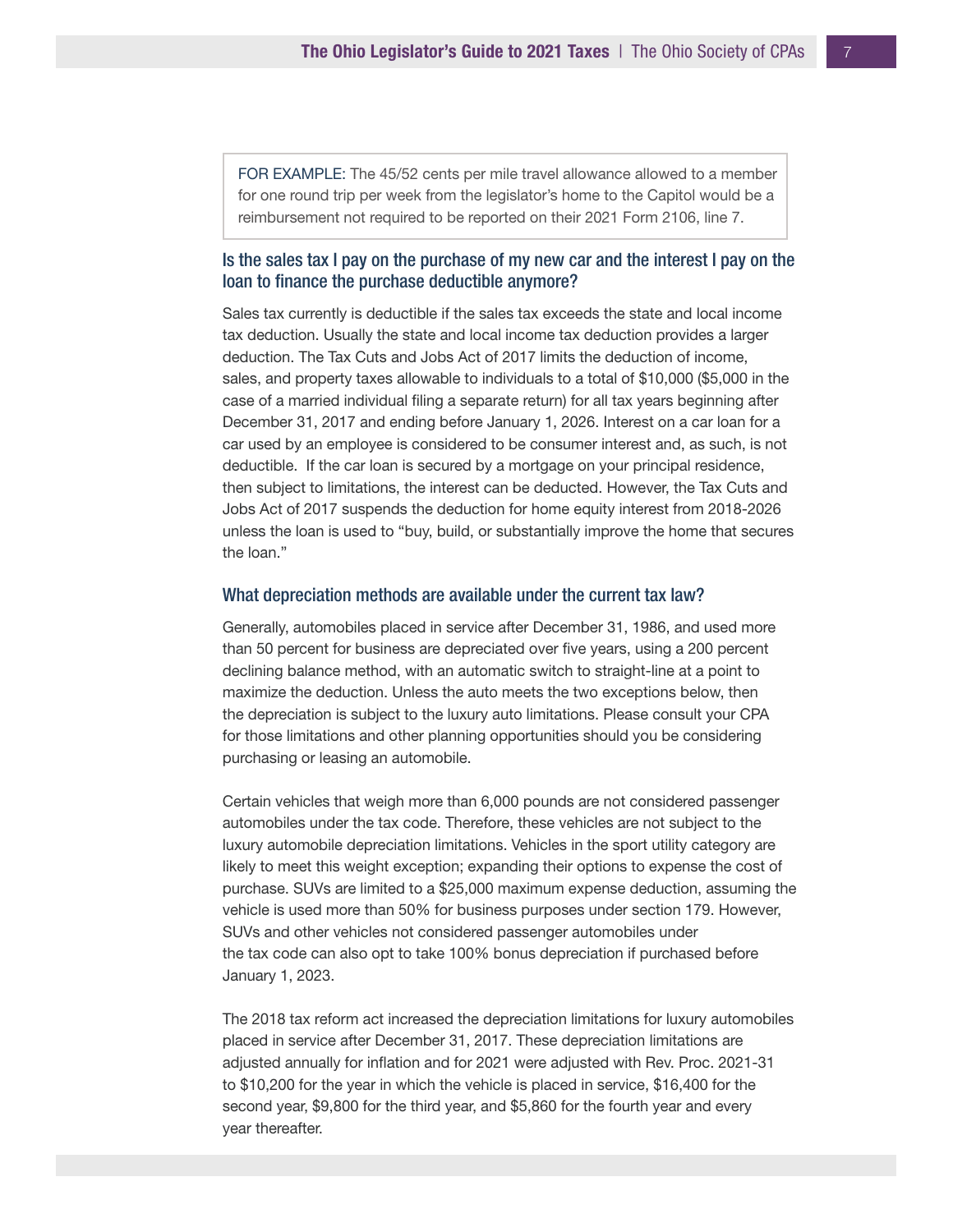FOR EXAMPLE: The 45/52 cents per mile travel allowance allowed to a member for one round trip per week from the legislator's home to the Capitol would be a reimbursement not required to be reported on their 2021 Form 2106, line 7.

## Is the sales tax I pay on the purchase of my new car and the interest I pay on the loan to finance the purchase deductible anymore?

Sales tax currently is deductible if the sales tax exceeds the state and local income tax deduction. Usually the state and local income tax deduction provides a larger deduction. The Tax Cuts and Jobs Act of 2017 limits the deduction of income, sales, and property taxes allowable to individuals to a total of $10,000 ($5,000 in the case of a married individual filing a separate return) for all tax years beginning after December 31, 2017 and ending before January 1, 2026. Interest on a car loan for a car used by an employee is considered to be consumer interest and, as such, is not deductible. If the car loan is secured by a mortgage on your principal residence, then subject to limitations, the interest can be deducted. However, the Tax Cuts and Jobs Act of 2017 suspends the deduction for home equity interest from 2018-2026 unless the loan is used to "buy, build, or substantially improve the home that secures the loan."

## What depreciation methods are available under the current tax law?

Generally, automobiles placed in service after December 31, 1986, and used more than 50 percent for business are depreciated over five years, using a 200 percent declining balance method, with an automatic switch to straight-line at a point to maximize the deduction. Unless the auto meets the two exceptions below, then the depreciation is subject to the luxury auto limitations. Please consult your CPA for those limitations and other planning opportunities should you be considering purchasing or leasing an automobile.

Certain vehicles that weigh more than 6,000 pounds are not considered passenger automobiles under the tax code. Therefore, these vehicles are not subject to the luxury automobile depreciation limitations. Vehicles in the sport utility category are likely to meet this weight exception; expanding their options to expense the cost of purchase. SUVs are limited to a $25,000 maximum expense deduction, assuming the vehicle is used more than 50% for business purposes under section 179. However, SUVs and other vehicles not considered passenger automobiles under the tax code can also opt to take 100% bonus depreciation if purchased before January 1, 2023.

The 2018 tax reform act increased the depreciation limitations for luxury automobiles placed in service after December 31, 2017. These depreciation limitations are adjusted annually for inflation and for 2021 were adjusted with Rev. Proc. 2021-31 to $10,200 for the year in which the vehicle is placed in service, $16,400 for the second year, $9,800 for the third year, and $5,860 for the fourth year and every year thereafter.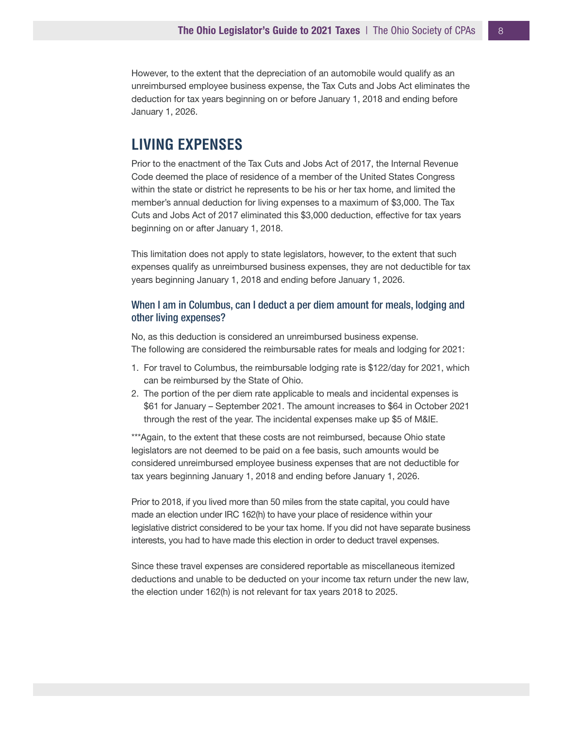However, to the extent that the depreciation of an automobile would qualify as an unreimbursed employee business expense, the Tax Cuts and Jobs Act eliminates the deduction for tax years beginning on or before January 1, 2018 and ending before January 1, 2026.

## LIVING EXPENSES

Prior to the enactment of the Tax Cuts and Jobs Act of 2017, the Internal Revenue Code deemed the place of residence of a member of the United States Congress within the state or district he represents to be his or her tax home, and limited the member's annual deduction for living expenses to a maximum of $3,000. The Tax Cuts and Jobs Act of 2017 eliminated this $3,000 deduction, effective for tax years beginning on or after January 1, 2018.

This limitation does not apply to state legislators, however, to the extent that such expenses qualify as unreimbursed business expenses, they are not deductible for tax years beginning January 1, 2018 and ending before January 1, 2026.

### When I am in Columbus, can I deduct a per diem amount for meals, lodging and other living expenses?

No, as this deduction is considered an unreimbursed business expense. The following are considered the reimbursable rates for meals and lodging for 2021:

1. For travel to Columbus, the reimbursable lodging rate is $122/day for 2021, which can be reimbursed by the State of Ohio.
2. The portion of the per diem rate applicable to meals and incidental expenses is $61 for January – September 2021. The amount increases to $64 in October 2021 through the rest of the year. The incidental expenses make up $5 of M&IE.

***Again, to the extent that these costs are not reimbursed, because Ohio state legislators are not deemed to be paid on a fee basis, such amounts would be considered unreimbursed employee business expenses that are not deductible for tax years beginning January 1, 2018 and ending before January 1, 2026.

Prior to 2018, if you lived more than 50 miles from the state capital, you could have made an election under IRC 162(h) to have your place of residence within your legislative district considered to be your tax home. If you did not have separate business interests, you had to have made this election in order to deduct travel expenses.

Since these travel expenses are considered reportable as miscellaneous itemized deductions and unable to be deducted on your income tax return under the new law, the election under 162(h) is not relevant for tax years 2018 to 2025.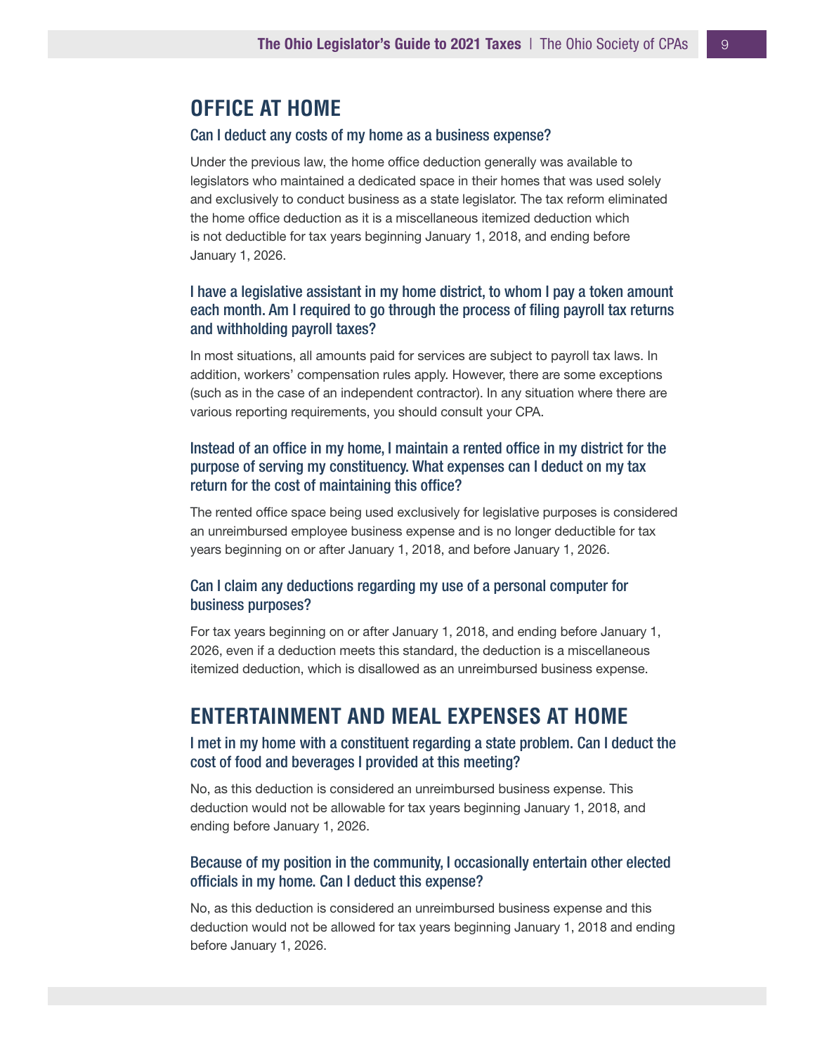## OFFICE AT HOME

### Can I deduct any costs of my home as a business expense?

Under the previous law, the home office deduction generally was available to legislators who maintained a dedicated space in their homes that was used solely and exclusively to conduct business as a state legislator. The tax reform eliminated the home office deduction as it is a miscellaneous itemized deduction which is not deductible for tax years beginning January 1, 2018, and ending before January 1, 2026.

### I have a legislative assistant in my home district, to whom I pay a token amount each month. Am I required to go through the process of filing payroll tax returns and withholding payroll taxes?

In most situations, all amounts paid for services are subject to payroll tax laws. In addition, workers' compensation rules apply. However, there are some exceptions (such as in the case of an independent contractor). In any situation where there are various reporting requirements, you should consult your CPA.

### Instead of an office in my home, I maintain a rented office in my district for the purpose of serving my constituency. What expenses can I deduct on my tax return for the cost of maintaining this office?

The rented office space being used exclusively for legislative purposes is considered an unreimbursed employee business expense and is no longer deductible for tax years beginning on or after January 1, 2018, and before January 1, 2026.

### Can I claim any deductions regarding my use of a personal computer for business purposes?

For tax years beginning on or after January 1, 2018, and ending before January 1, 2026, even if a deduction meets this standard, the deduction is a miscellaneous itemized deduction, which is disallowed as an unreimbursed business expense.

## ENTERTAINMENT AND MEAL EXPENSES AT HOME

### I met in my home with a constituent regarding a state problem. Can I deduct the cost of food and beverages I provided at this meeting?

No, as this deduction is considered an unreimbursed business expense. This deduction would not be allowable for tax years beginning January 1, 2018, and ending before January 1, 2026.

### Because of my position in the community, I occasionally entertain other elected officials in my home. Can I deduct this expense?

No, as this deduction is considered an unreimbursed business expense and this deduction would not be allowed for tax years beginning January 1, 2018 and ending before January 1, 2026.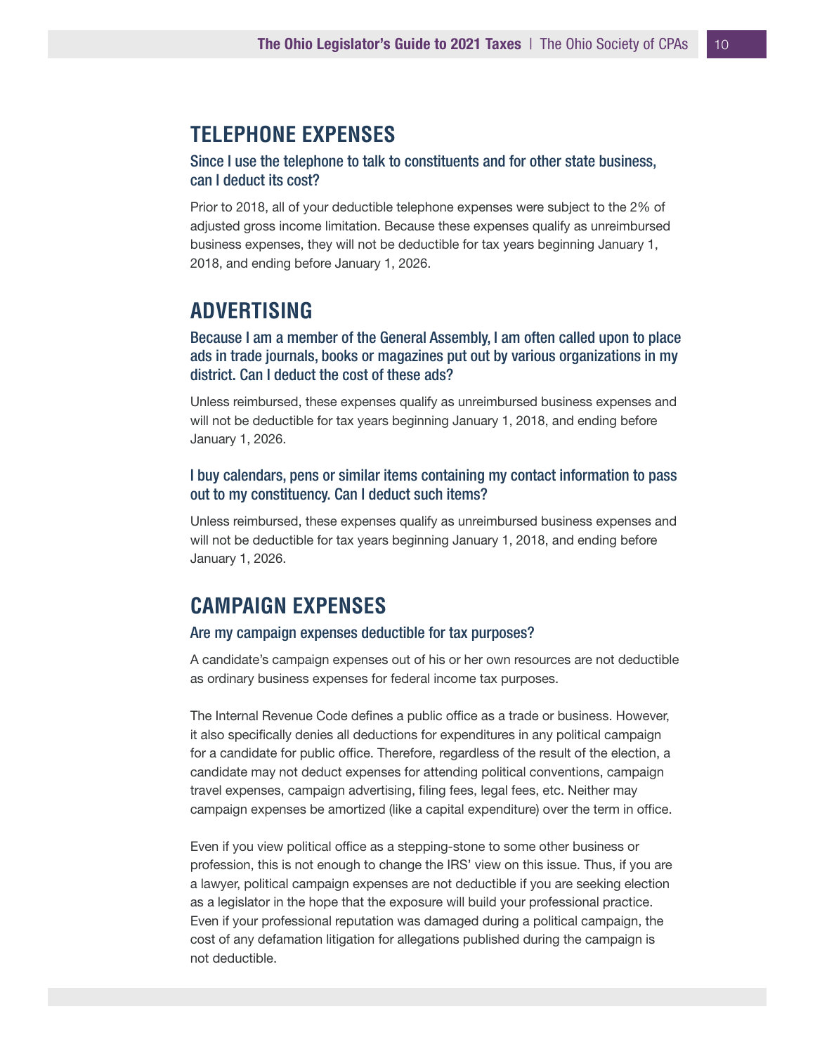## TELEPHONE EXPENSES

### Since I use the telephone to talk to constituents and for other state business, can I deduct its cost?

Prior to 2018, all of your deductible telephone expenses were subject to the 2% of adjusted gross income limitation. Because these expenses qualify as unreimbursed business expenses, they will not be deductible for tax years beginning January 1, 2018, and ending before January 1, 2026.

## ADVERTISING

### Because I am a member of the General Assembly, I am often called upon to place ads in trade journals, books or magazines put out by various organizations in my district. Can I deduct the cost of these ads?

Unless reimbursed, these expenses qualify as unreimbursed business expenses and will not be deductible for tax years beginning January 1, 2018, and ending before January 1, 2026.

### I buy calendars, pens or similar items containing my contact information to pass out to my constituency. Can I deduct such items?

Unless reimbursed, these expenses qualify as unreimbursed business expenses and will not be deductible for tax years beginning January 1, 2018, and ending before January 1, 2026.

## CAMPAIGN EXPENSES

### Are my campaign expenses deductible for tax purposes?

A candidate's campaign expenses out of his or her own resources are not deductible as ordinary business expenses for federal income tax purposes.

The Internal Revenue Code defines a public office as a trade or business. However, it also specifically denies all deductions for expenditures in any political campaign for a candidate for public office. Therefore, regardless of the result of the election, a candidate may not deduct expenses for attending political conventions, campaign travel expenses, campaign advertising, filing fees, legal fees, etc. Neither may campaign expenses be amortized (like a capital expenditure) over the term in office.

Even if you view political office as a stepping-stone to some other business or profession, this is not enough to change the IRS' view on this issue. Thus, if you are a lawyer, political campaign expenses are not deductible if you are seeking election as a legislator in the hope that the exposure will build your professional practice. Even if your professional reputation was damaged during a political campaign, the cost of any defamation litigation for allegations published during the campaign is not deductible.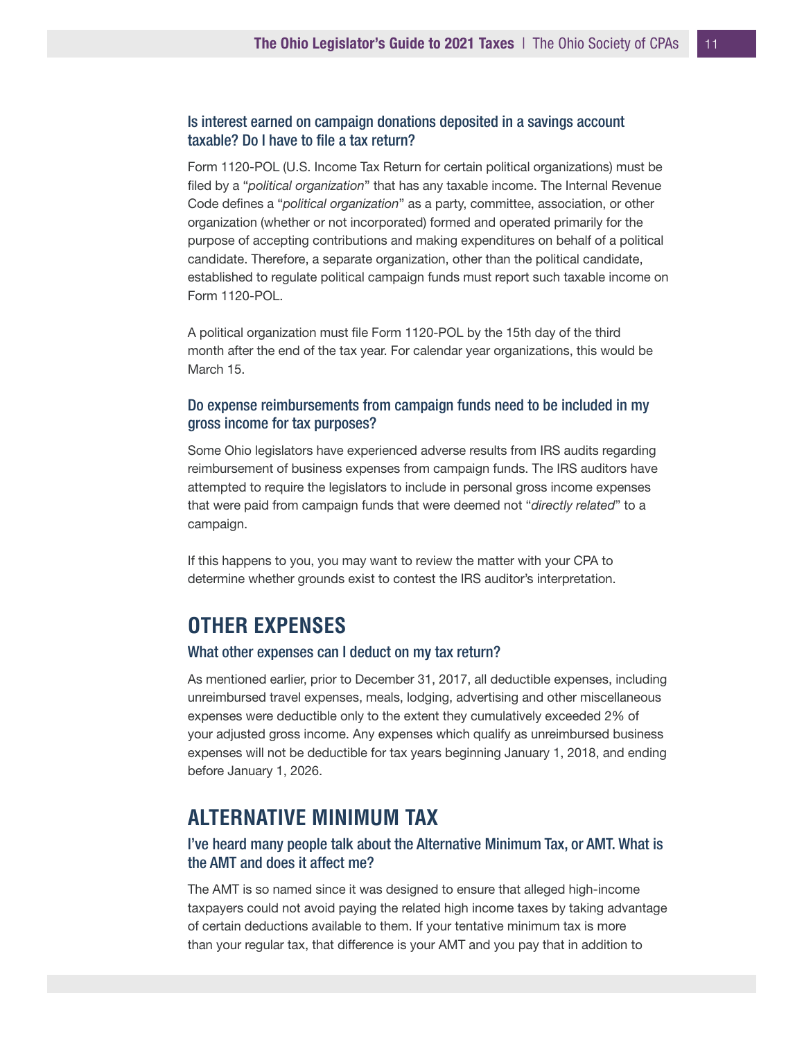### Is interest earned on campaign donations deposited in a savings account taxable? Do I have to file a tax return?

Form 1120-POL (U.S. Income Tax Return for certain political organizations) must be filed by a "*political organization*" that has any taxable income. The Internal Revenue Code defines a "*political organization*" as a party, committee, association, or other organization (whether or not incorporated) formed and operated primarily for the purpose of accepting contributions and making expenditures on behalf of a political candidate. Therefore, a separate organization, other than the political candidate, established to regulate political campaign funds must report such taxable income on Form 1120-POL.

A political organization must file Form 1120-POL by the 15th day of the third month after the end of the tax year. For calendar year organizations, this would be March 15.

### Do expense reimbursements from campaign funds need to be included in my gross income for tax purposes?

Some Ohio legislators have experienced adverse results from IRS audits regarding reimbursement of business expenses from campaign funds. The IRS auditors have attempted to require the legislators to include in personal gross income expenses that were paid from campaign funds that were deemed not "*directly related*" to a campaign.

If this happens to you, you may want to review the matter with your CPA to determine whether grounds exist to contest the IRS auditor's interpretation.

## OTHER EXPENSES

### What other expenses can I deduct on my tax return?

As mentioned earlier, prior to December 31, 2017, all deductible expenses, including unreimbursed travel expenses, meals, lodging, advertising and other miscellaneous expenses were deductible only to the extent they cumulatively exceeded 2% of your adjusted gross income. Any expenses which qualify as unreimbursed business expenses will not be deductible for tax years beginning January 1, 2018, and ending before January 1, 2026.

## ALTERNATIVE MINIMUM TAX

### I've heard many people talk about the Alternative Minimum Tax, or AMT. What is the AMT and does it affect me?

The AMT is so named since it was designed to ensure that alleged high-income taxpayers could not avoid paying the related high income taxes by taking advantage of certain deductions available to them. If your tentative minimum tax is more than your regular tax, that difference is your AMT and you pay that in addition to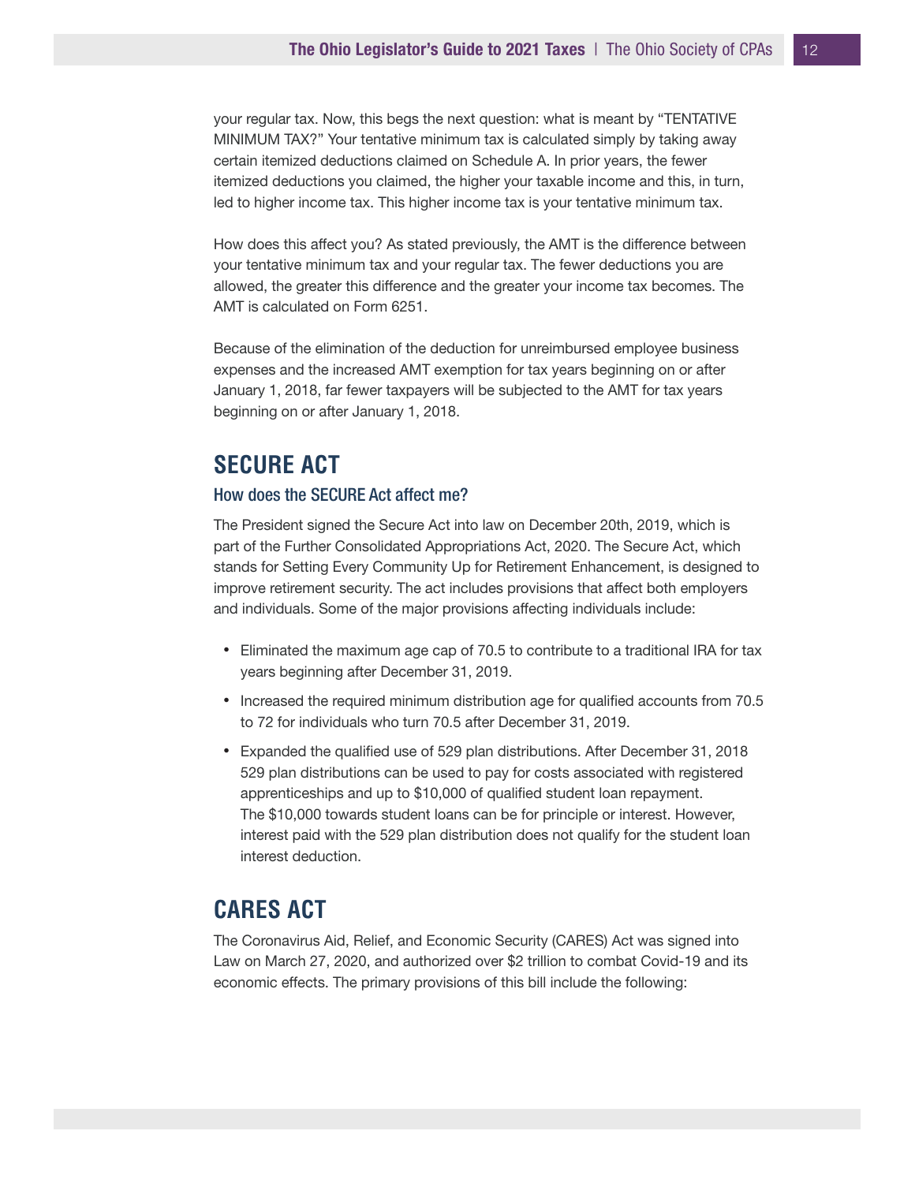your regular tax. Now, this begs the next question: what is meant by "TENTATIVE MINIMUM TAX?" Your tentative minimum tax is calculated simply by taking away certain itemized deductions claimed on Schedule A. In prior years, the fewer itemized deductions you claimed, the higher your taxable income and this, in turn, led to higher income tax. This higher income tax is your tentative minimum tax.

How does this affect you? As stated previously, the AMT is the difference between your tentative minimum tax and your regular tax. The fewer deductions you are allowed, the greater this difference and the greater your income tax becomes. The AMT is calculated on Form 6251.

Because of the elimination of the deduction for unreimbursed employee business expenses and the increased AMT exemption for tax years beginning on or after January 1, 2018, far fewer taxpayers will be subjected to the AMT for tax years beginning on or after January 1, 2018.

## SECURE ACT

### How does the SECURE Act affect me?

The President signed the Secure Act into law on December 20th, 2019, which is part of the Further Consolidated Appropriations Act, 2020. The Secure Act, which stands for Setting Every Community Up for Retirement Enhancement, is designed to improve retirement security. The act includes provisions that affect both employers and individuals. Some of the major provisions affecting individuals include:

- Eliminated the maximum age cap of 70.5 to contribute to a traditional IRA for tax years beginning after December 31, 2019.
- Increased the required minimum distribution age for qualified accounts from 70.5 to 72 for individuals who turn 70.5 after December 31, 2019.
- Expanded the qualified use of 529 plan distributions. After December 31, 2018 529 plan distributions can be used to pay for costs associated with registered apprenticeships and up to $10,000 of qualified student loan repayment. The $10,000 towards student loans can be for principle or interest. However, interest paid with the 529 plan distribution does not qualify for the student loan interest deduction.

## CARES ACT

The Coronavirus Aid, Relief, and Economic Security (CARES) Act was signed into Law on March 27, 2020, and authorized over $2 trillion to combat Covid-19 and its economic effects. The primary provisions of this bill include the following: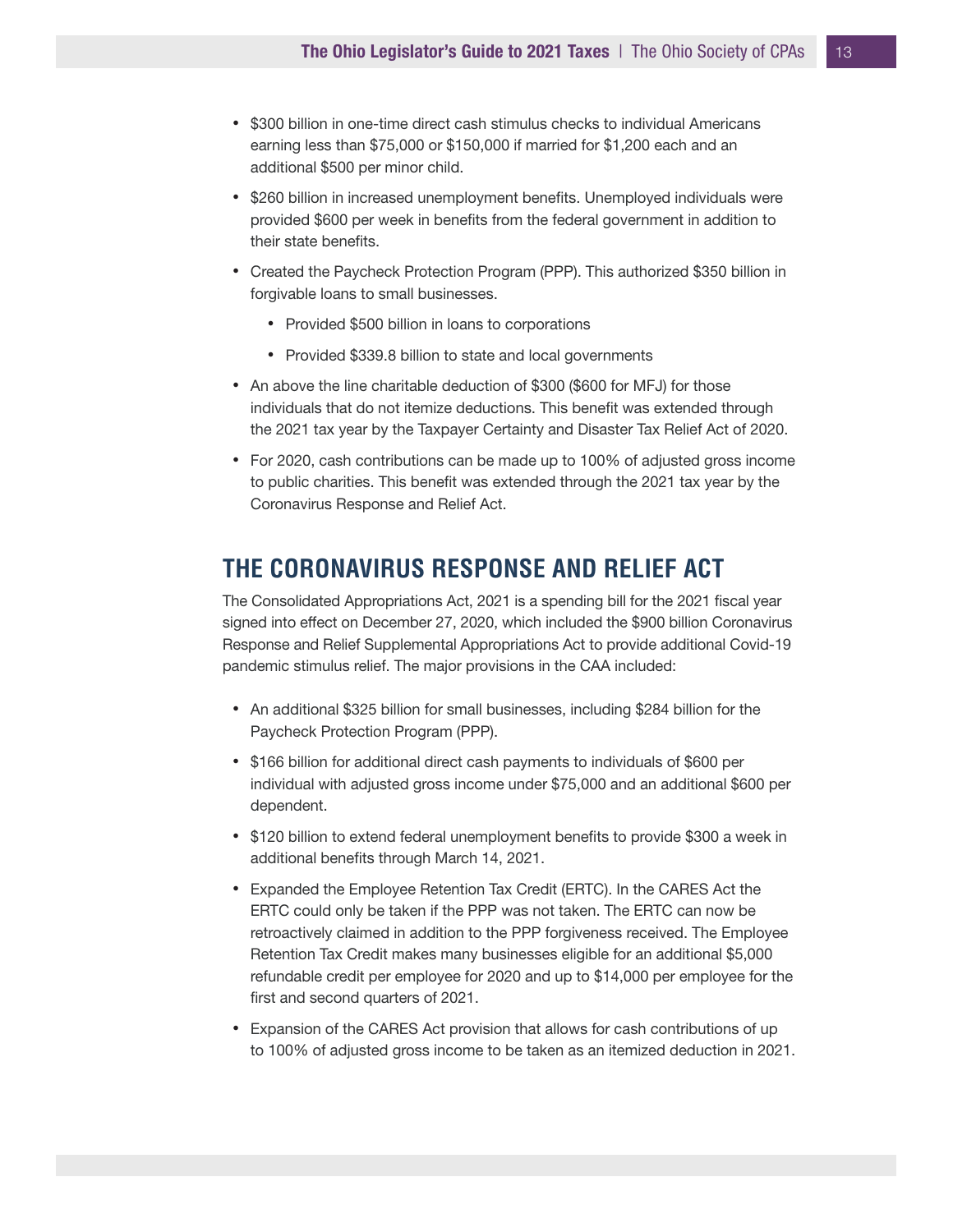- $300 billion in one-time direct cash stimulus checks to individual Americans earning less than $75,000 or $150,000 if married for $1,200 each and an additional $500 per minor child.
- $260 billion in increased unemployment benefits. Unemployed individuals were provided $600 per week in benefits from the federal government in addition to their state benefits.
- Created the Paycheck Protection Program (PPP). This authorized $350 billion in forgivable loans to small businesses.
  - Provided $500 billion in loans to corporations
  - Provided $339.8 billion to state and local governments
- An above the line charitable deduction of $300 ($600 for MFJ) for those individuals that do not itemize deductions. This benefit was extended through the 2021 tax year by the Taxpayer Certainty and Disaster Tax Relief Act of 2020.
- For 2020, cash contributions can be made up to 100% of adjusted gross income to public charities. This benefit was extended through the 2021 tax year by the Coronavirus Response and Relief Act.

## THE CORONAVIRUS RESPONSE AND RELIEF ACT

The Consolidated Appropriations Act, 2021 is a spending bill for the 2021 fiscal year signed into effect on December 27, 2020, which included the $900 billion Coronavirus Response and Relief Supplemental Appropriations Act to provide additional Covid-19 pandemic stimulus relief. The major provisions in the CAA included:

- An additional $325 billion for small businesses, including $284 billion for the Paycheck Protection Program (PPP).
- $166 billion for additional direct cash payments to individuals of $600 per individual with adjusted gross income under $75,000 and an additional $600 per dependent.
- $120 billion to extend federal unemployment benefits to provide $300 a week in additional benefits through March 14, 2021.
- Expanded the Employee Retention Tax Credit (ERTC). In the CARES Act the ERTC could only be taken if the PPP was not taken. The ERTC can now be retroactively claimed in addition to the PPP forgiveness received. The Employee Retention Tax Credit makes many businesses eligible for an additional $5,000 refundable credit per employee for 2020 and up to $14,000 per employee for the first and second quarters of 2021.
- Expansion of the CARES Act provision that allows for cash contributions of up to 100% of adjusted gross income to be taken as an itemized deduction in 2021.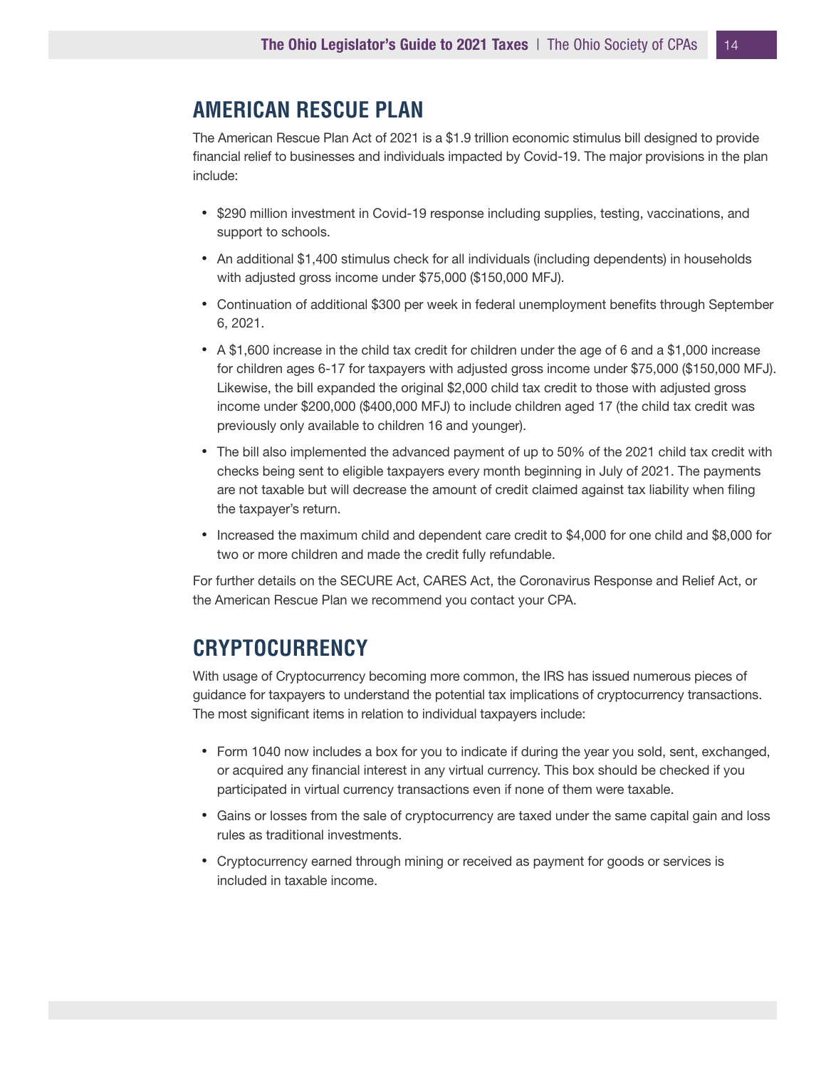## AMERICAN RESCUE PLAN

The American Rescue Plan Act of 2021 is a $1.9 trillion economic stimulus bill designed to provide financial relief to businesses and individuals impacted by Covid-19. The major provisions in the plan include:

- $290 million investment in Covid-19 response including supplies, testing, vaccinations, and support to schools.
- An additional $1,400 stimulus check for all individuals (including dependents) in households with adjusted gross income under $75,000 ($150,000 MFJ).
- Continuation of additional $300 per week in federal unemployment benefits through September 6, 2021.
- A $1,600 increase in the child tax credit for children under the age of 6 and a $1,000 increase for children ages 6-17 for taxpayers with adjusted gross income under $75,000 ($150,000 MFJ). Likewise, the bill expanded the original $2,000 child tax credit to those with adjusted gross income under $200,000 ($400,000 MFJ) to include children aged 17 (the child tax credit was previously only available to children 16 and younger).
- The bill also implemented the advanced payment of up to 50% of the 2021 child tax credit with checks being sent to eligible taxpayers every month beginning in July of 2021. The payments are not taxable but will decrease the amount of credit claimed against tax liability when filing the taxpayer's return.
- Increased the maximum child and dependent care credit to $4,000 for one child and $8,000 for two or more children and made the credit fully refundable.

For further details on the SECURE Act, CARES Act, the Coronavirus Response and Relief Act, or the American Rescue Plan we recommend you contact your CPA.

## CRYPTOCURRENCY

With usage of Cryptocurrency becoming more common, the IRS has issued numerous pieces of guidance for taxpayers to understand the potential tax implications of cryptocurrency transactions. The most significant items in relation to individual taxpayers include:

- Form 1040 now includes a box for you to indicate if during the year you sold, sent, exchanged, or acquired any financial interest in any virtual currency. This box should be checked if you participated in virtual currency transactions even if none of them were taxable.
- Gains or losses from the sale of cryptocurrency are taxed under the same capital gain and loss rules as traditional investments.
- Cryptocurrency earned through mining or received as payment for goods or services is included in taxable income.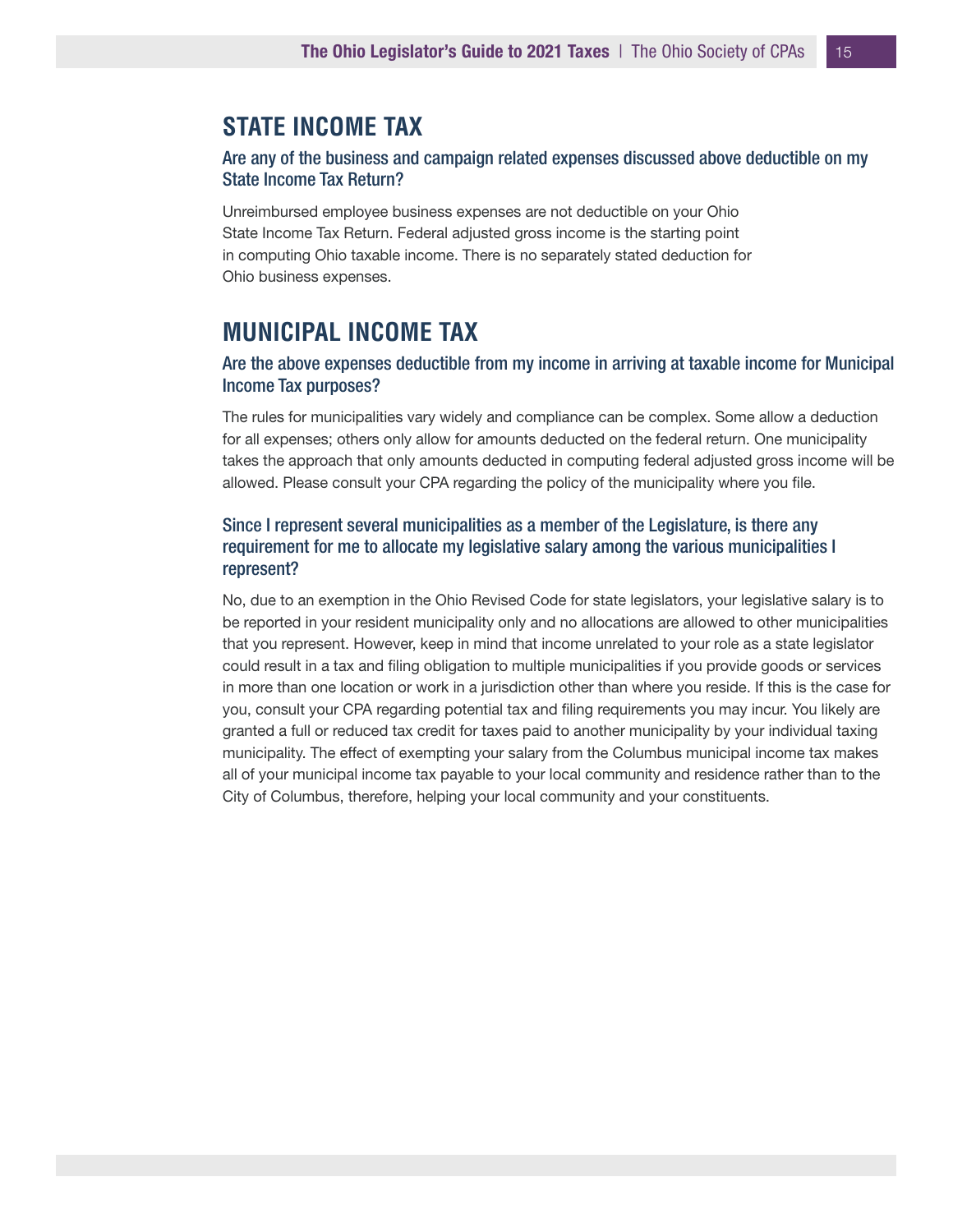## STATE INCOME TAX

### Are any of the business and campaign related expenses discussed above deductible on my State Income Tax Return?

Unreimbursed employee business expenses are not deductible on your Ohio State Income Tax Return. Federal adjusted gross income is the starting point in computing Ohio taxable income. There is no separately stated deduction for Ohio business expenses.

## MUNICIPAL INCOME TAX

### Are the above expenses deductible from my income in arriving at taxable income for Municipal Income Tax purposes?

The rules for municipalities vary widely and compliance can be complex. Some allow a deduction for all expenses; others only allow for amounts deducted on the federal return. One municipality takes the approach that only amounts deducted in computing federal adjusted gross income will be allowed. Please consult your CPA regarding the policy of the municipality where you file.

### Since I represent several municipalities as a member of the Legislature, is there any requirement for me to allocate my legislative salary among the various municipalities I represent?

No, due to an exemption in the Ohio Revised Code for state legislators, your legislative salary is to be reported in your resident municipality only and no allocations are allowed to other municipalities that you represent. However, keep in mind that income unrelated to your role as a state legislator could result in a tax and filing obligation to multiple municipalities if you provide goods or services in more than one location or work in a jurisdiction other than where you reside. If this is the case for you, consult your CPA regarding potential tax and filing requirements you may incur. You likely are granted a full or reduced tax credit for taxes paid to another municipality by your individual taxing municipality. The effect of exempting your salary from the Columbus municipal income tax makes all of your municipal income tax payable to your local community and residence rather than to the City of Columbus, therefore, helping your local community and your constituents.